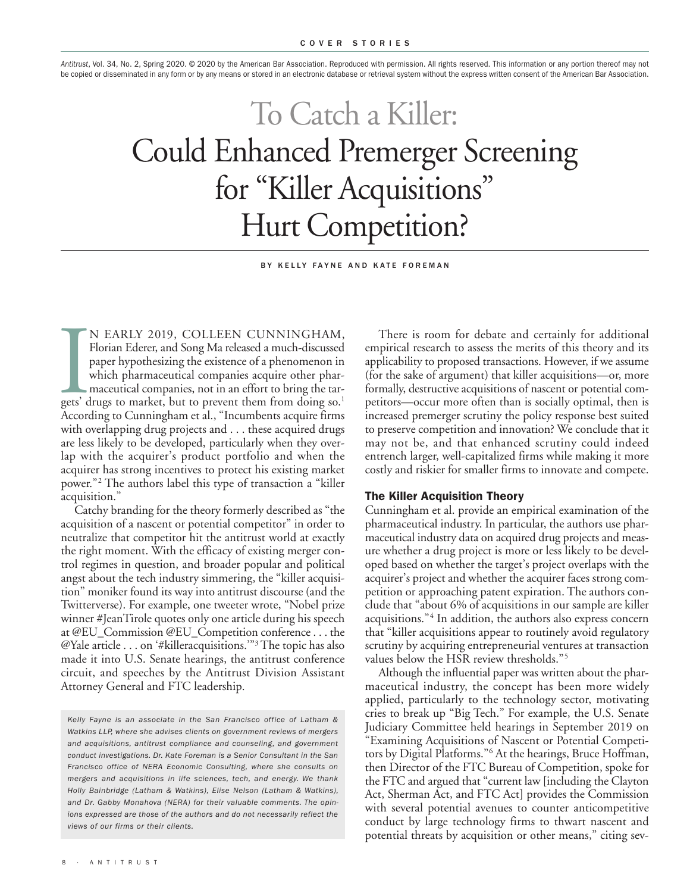*Antitrust*, Vol. 34, No. 2, Spring 2020. © 2020 by the American Bar Association. Reproduced with permission. All rights reserved. This information or any portion thereof may not be copied or disseminated in any form or by any means or stored in an electronic database or retrieval system without the express written consent of the American Bar Association.

# To Catch a Killer: Could Enhanced Premerger Screening for "Killer Acquisitions" Hurt Competition?

BY KELLY FAYNE AND KATE FOREMAN

IN EARLY 2019, COLLEEN CUNNINGHAM, Florian Ederer, and Song Ma released a much-discussed paper hypothesizing the existence of a phenomenon in which pharmaceutical companies acquire other pharmaceutical companies, not in an effort to bring the targets' drugs to market, but to prevent them from doing so.[1] According to Cunningham et al., "Incumbents acquire firms with overlapping drug projects and . . . these acquired drugs are less likely to be developed, particularly when they overlap with the acquirer's product portfolio and when the acquirer has strong incentives to protect his existing market power."[2] The authors label this type of transaction a "killer acquisition."

Catchy branding for the theory formerly described as "the acquisition of a nascent or potential competitor" in order to neutralize that competitor hit the antitrust world at exactly the right moment. With the efficacy of existing merger control regimes in question, and broader popular and political angst about the tech industry simmering, the "killer acquisition" moniker found its way into antitrust discourse (and the Twitterverse). For example, one tweeter wrote, "Nobel prize winner #JeanTirole quotes only one article during his speech at @EU_Commission @EU_Competition conference . . . the @Yale article . . . on '#killeracquisitions.'"[3] The topic has also made it into U.S. Senate hearings, the antitrust conference circuit, and speeches by the Antitrust Division Assistant Attorney General and FTC leadership.

*Kelly Fayne is an associate in the San Francisco office of Latham & Watkins LLP, where she advises clients on government reviews of mergers and acquisitions, antitrust compliance and counseling, and government conduct investigations. Dr. Kate Foreman is a Senior Consultant in the San Francisco office of NERA Economic Consulting, where she consults on mergers and acquisitions in life sciences, tech, and energy. We thank Holly Bainbridge (Latham & Watkins), Elise Nelson (Latham & Watkins), and Dr. Gabby Monahova (NERA) for their valuable comments. The opinions expressed are those of the authors and do not necessarily reflect the views of our firms or their clients.*

There is room for debate and certainly for additional empirical research to assess the merits of this theory and its applicability to proposed transactions. However, if we assume (for the sake of argument) that killer acquisitions—or, more formally, destructive acquisitions of nascent or potential competitors—occur more often than is socially optimal, then is increased premerger scrutiny the policy response best suited to preserve competition and innovation? We conclude that it may not be, and that enhanced scrutiny could indeed entrench larger, well-capitalized firms while making it more costly and riskier for smaller firms to innovate and compete.

## The Killer Acquisition Theory

Cunningham et al. provide an empirical examination of the pharmaceutical industry. In particular, the authors use pharmaceutical industry data on acquired drug projects and measure whether a drug project is more or less likely to be developed based on whether the target's project overlaps with the acquirer's project and whether the acquirer faces strong competition or approaching patent expiration. The authors conclude that "about 6% of acquisitions in our sample are killer acquisitions."[4] In addition, the authors also express concern that "killer acquisitions appear to routinely avoid regulatory scrutiny by acquiring entrepreneurial ventures at transaction values below the HSR review thresholds."[5]

Although the influential paper was written about the pharmaceutical industry, the concept has been more widely applied, particularly to the technology sector, motivating cries to break up "Big Tech." For example, the U.S. Senate Judiciary Committee held hearings in September 2019 on "Examining Acquisitions of Nascent or Potential Competitors by Digital Platforms."[6] At the hearings, Bruce Hoffman, then Director of the FTC Bureau of Competition, spoke for the FTC and argued that "current law [including the Clayton Act, Sherman Act, and FTC Act] provides the Commission with several potential avenues to counter anticompetitive conduct by large technology firms to thwart nascent and potential threats by acquisition or other means," citing sev-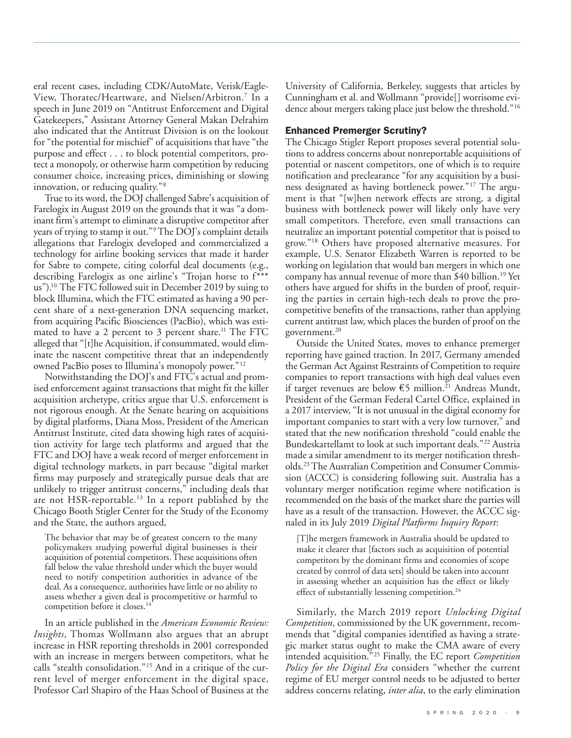eral recent cases, including CDK/AutoMate, Verisk/EagleView, Thoratec/Heartware, and Nielsen/Arbitron.[7] In a speech in June 2019 on "Antitrust Enforcement and Digital Gatekeepers," Assistant Attorney General Makan Delrahim also indicated that the Antitrust Division is on the lookout for "the potential for mischief" of acquisitions that have "the purpose and effect . . . to block potential competitors, protect a monopoly, or otherwise harm competition by reducing consumer choice, increasing prices, diminishing or slowing innovation, or reducing quality."[8]

True to its word, the DOJ challenged Sabre's acquisition of Farelogix in August 2019 on the grounds that it was "a dominant firm's attempt to eliminate a disruptive competitor after years of trying to stamp it out."[9] The DOJ's complaint details allegations that Farelogix developed and commercialized a technology for airline booking services that made it harder for Sabre to compete, citing colorful deal documents (e.g., describing Farelogix as one airline's "Trojan horse to f*** us").[10] The FTC followed suit in December 2019 by suing to block Illumina, which the FTC estimated as having a 90 percent share of a next-generation DNA sequencing market, from acquiring Pacific Biosciences (PacBio), which was estimated to have a 2 percent to 3 percent share.[11] The FTC alleged that "[t]he Acquisition, if consummated, would eliminate the nascent competitive threat that an independently owned PacBio poses to Illumina's monopoly power."[12]

Notwithstanding the DOJ's and FTC's actual and promised enforcement against transactions that might fit the killer acquisition archetype, critics argue that U.S. enforcement is not rigorous enough. At the Senate hearing on acquisitions by digital platforms, Diana Moss, President of the American Antitrust Institute, cited data showing high rates of acquisition activity for large tech platforms and argued that the FTC and DOJ have a weak record of merger enforcement in digital technology markets, in part because "digital market firms may purposely and strategically pursue deals that are unlikely to trigger antitrust concerns," including deals that are not HSR-reportable.[13] In a report published by the Chicago Booth Stigler Center for the Study of the Economy and the State, the authors argued,

> The behavior that may be of greatest concern to the many policymakers studying powerful digital businesses is their acquisition of potential competitors. These acquisitions often fall below the value threshold under which the buyer would need to notify competition authorities in advance of the deal. As a consequence, authorities have little or no ability to assess whether a given deal is procompetitive or harmful to competition before it closes.[14]

In an article published in the *American Economic Review: Insights*, Thomas Wollmann also argues that an abrupt increase in HSR reporting thresholds in 2001 corresponded with an increase in mergers between competitors, what he calls "stealth consolidation."[15] And in a critique of the current level of merger enforcement in the digital space, Professor Carl Shapiro of the Haas School of Business at the University of California, Berkeley, suggests that articles by Cunningham et al. and Wollmann "provide[] worrisome evidence about mergers taking place just below the threshold."[16]

## Enhanced Premerger Scrutiny?

The Chicago Stigler Report proposes several potential solutions to address concerns about nonreportable acquisitions of potential or nascent competitors, one of which is to require notification and preclearance "for any acquisition by a business designated as having bottleneck power."[17] The argument is that "[w]hen network effects are strong, a digital business with bottleneck power will likely only have very small competitors. Therefore, even small transactions can neutralize an important potential competitor that is poised to grow."[18] Others have proposed alternative measures. For example, U.S. Senator Elizabeth Warren is reported to be working on legislation that would ban mergers in which one company has annual revenue of more than $40 billion.[19] Yet others have argued for shifts in the burden of proof, requiring the parties in certain high-tech deals to prove the procompetitive benefits of the transactions, rather than applying current antitrust law, which places the burden of proof on the government.[20]

Outside the United States, moves to enhance premerger reporting have gained traction. In 2017, Germany amended the German Act Against Restraints of Competition to require companies to report transactions with high deal values even if target revenues are below €5 million.[21] Andreas Mundt, President of the German Federal Cartel Office, explained in a 2017 interview, "It is not unusual in the digital economy for important companies to start with a very low turnover," and stated that the new notification threshold "could enable the Bundeskartellamt to look at such important deals."[22] Austria made a similar amendment to its merger notification thresholds.[23] The Australian Competition and Consumer Commission (ACCC) is considering following suit. Australia has a voluntary merger notification regime where notification is recommended on the basis of the market share the parties will have as a result of the transaction. However, the ACCC signaled in its July 2019 *Digital Platforms Inquiry Report*:

> [T]he mergers framework in Australia should be updated to make it clearer that [factors such as acquisition of potential competitors by the dominant firms and economies of scope created by control of data sets] should be taken into account in assessing whether an acquisition has the effect or likely effect of substantially lessening competition.[24]

Similarly, the March 2019 report *Unlocking Digital Competition*, commissioned by the UK government, recommends that "digital companies identified as having a strategic market status ought to make the CMA aware of every intended acquisition."[25] Finally, the EC report *Competition Policy for the Digital Era* considers "whether the current regime of EU merger control needs to be adjusted to better address concerns relating, *inter alia*, to the early elimination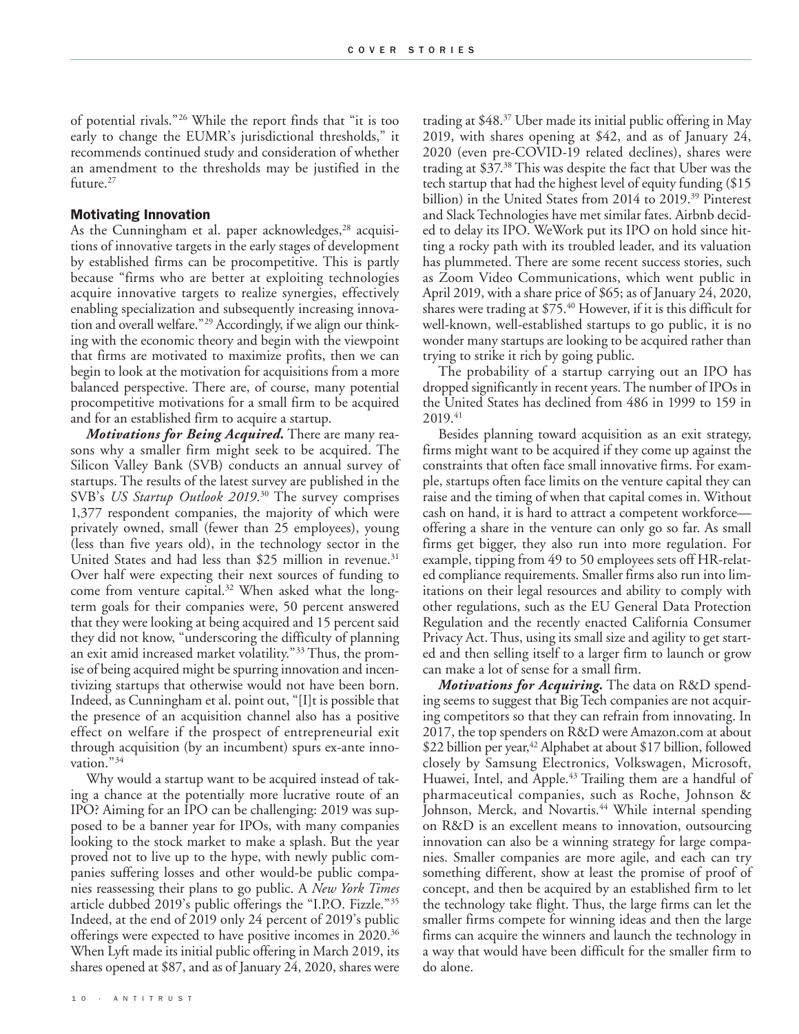of potential rivals."[26] While the report finds that "it is too early to change the EUMR's jurisdictional thresholds," it recommends continued study and consideration of whether an amendment to the thresholds may be justified in the future.[27]

### Motivating Innovation

As the Cunningham et al. paper acknowledges,[28] acquisitions of innovative targets in the early stages of development by established firms can be procompetitive. This is partly because "firms who are better at exploiting technologies acquire innovative targets to realize synergies, effectively enabling specialization and subsequently increasing innovation and overall welfare."[29] Accordingly, if we align our thinking with the economic theory and begin with the viewpoint that firms are motivated to maximize profits, then we can begin to look at the motivation for acquisitions from a more balanced perspective. There are, of course, many potential procompetitive motivations for a small firm to be acquired and for an established firm to acquire a startup.

***Motivations for Being Acquired.*** There are many reasons why a smaller firm might seek to be acquired. The Silicon Valley Bank (SVB) conducts an annual survey of startups. The results of the latest survey are published in the SVB's *US Startup Outlook 2019*.[30] The survey comprises 1,377 respondent companies, the majority of which were privately owned, small (fewer than 25 employees), young (less than five years old), in the technology sector in the United States and had less than $25 million in revenue.[31] Over half were expecting their next sources of funding to come from venture capital.[32] When asked what the long-term goals for their companies were, 50 percent answered that they were looking at being acquired and 15 percent said they did not know, "underscoring the difficulty of planning an exit amid increased market volatility."[33] Thus, the promise of being acquired might be spurring innovation and incentivizing startups that otherwise would not have been born. Indeed, as Cunningham et al. point out, "[I]t is possible that the presence of an acquisition channel also has a positive effect on welfare if the prospect of entrepreneurial exit through acquisition (by an incumbent) spurs ex-ante innovation."[34]

Why would a startup want to be acquired instead of taking a chance at the potentially more lucrative route of an IPO? Aiming for an IPO can be challenging: 2019 was supposed to be a banner year for IPOs, with many companies looking to the stock market to make a splash. But the year proved not to live up to the hype, with newly public companies suffering losses and other would-be public companies reassessing their plans to go public. A *New York Times* article dubbed 2019's public offerings the "I.P.O. Fizzle."[35] Indeed, at the end of 2019 only 24 percent of 2019's public offerings were expected to have positive incomes in 2020.[36] When Lyft made its initial public offering in March 2019, its shares opened at $87, and as of January 24, 2020, shares were trading at $48.[37] Uber made its initial public offering in May 2019, with shares opening at $42, and as of January 24, 2020 (even pre-COVID-19 related declines), shares were trading at $37.[38] This was despite the fact that Uber was the tech startup that had the highest level of equity funding ($15 billion) in the United States from 2014 to 2019.[39] Pinterest and Slack Technologies have met similar fates. Airbnb decided to delay its IPO. WeWork put its IPO on hold since hitting a rocky path with its troubled leader, and its valuation has plummeted. There are some recent success stories, such as Zoom Video Communications, which went public in April 2019, with a share price of $65; as of January 24, 2020, shares were trading at $75.[40] However, if it is this difficult for well-known, well-established startups to go public, it is no wonder many startups are looking to be acquired rather than trying to strike it rich by going public.

The probability of a startup carrying out an IPO has dropped significantly in recent years. The number of IPOs in the United States has declined from 486 in 1999 to 159 in 2019.[41]

Besides planning toward acquisition as an exit strategy, firms might want to be acquired if they come up against the constraints that often face small innovative firms. For example, startups often face limits on the venture capital they can raise and the timing of when that capital comes in. Without cash on hand, it is hard to attract a competent workforce—offering a share in the venture can only go so far. As small firms get bigger, they also run into more regulation. For example, tipping from 49 to 50 employees sets off HR-related compliance requirements. Smaller firms also run into limitations on their legal resources and ability to comply with other regulations, such as the EU General Data Protection Regulation and the recently enacted California Consumer Privacy Act. Thus, using its small size and agility to get started and then selling itself to a larger firm to launch or grow can make a lot of sense for a small firm.

***Motivations for Acquiring.*** The data on R&D spending seems to suggest that Big Tech companies are not acquiring competitors so that they can refrain from innovating. In 2017, the top spenders on R&D were Amazon.com at about $22 billion per year,[42] Alphabet at about $17 billion, followed closely by Samsung Electronics, Volkswagen, Microsoft, Huawei, Intel, and Apple.[43] Trailing them are a handful of pharmaceutical companies, such as Roche, Johnson & Johnson, Merck, and Novartis.[44] While internal spending on R&D is an excellent means to innovation, outsourcing innovation can also be a winning strategy for large companies. Smaller companies are more agile, and each can try something different, show at least the promise of proof of concept, and then be acquired by an established firm to let the technology take flight. Thus, the large firms can let the smaller firms compete for winning ideas and then the large firms can acquire the winners and launch the technology in a way that would have been difficult for the smaller firm to do alone.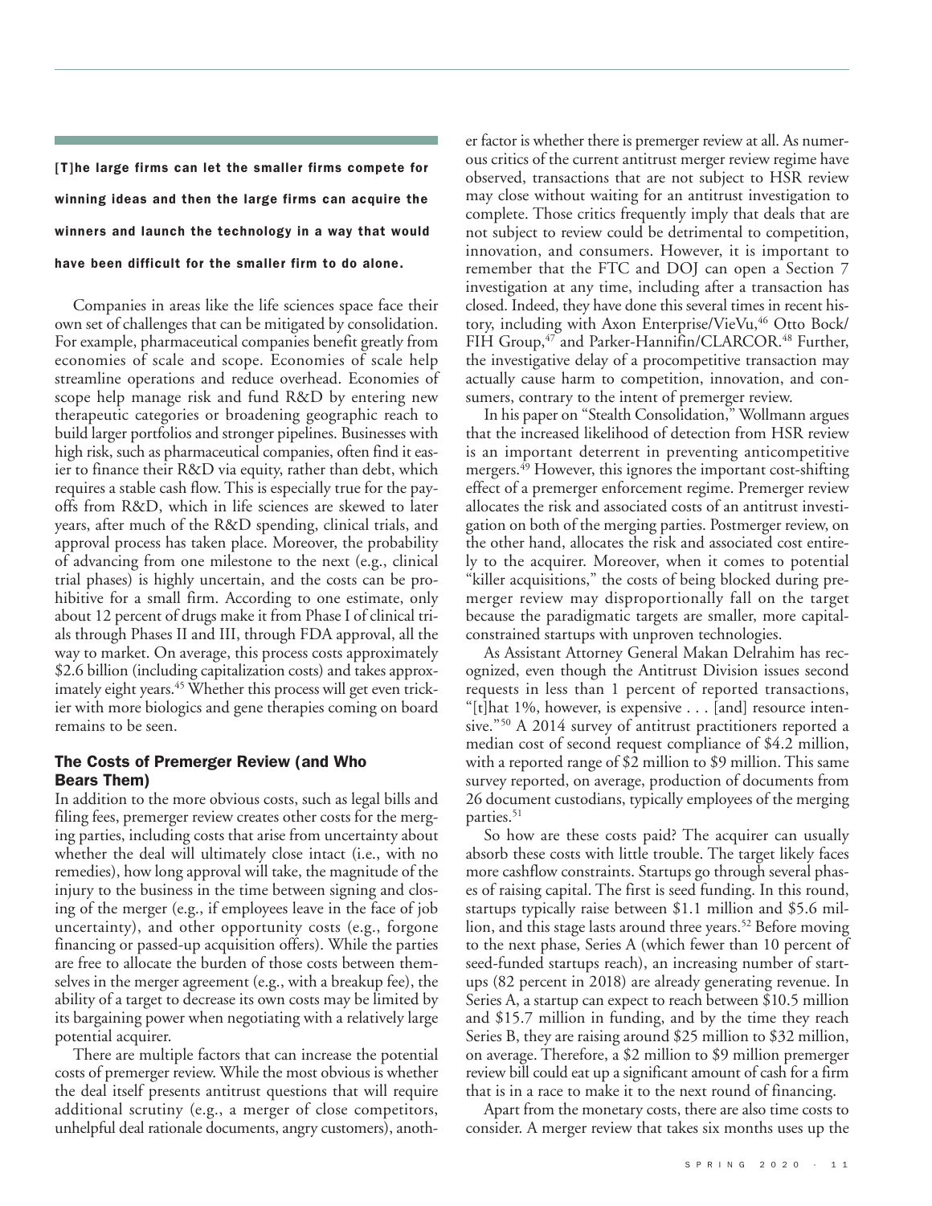**[T]he large firms can let the smaller firms compete for winning ideas and then the large firms can acquire the winners and launch the technology in a way that would have been difficult for the smaller firm to do alone.**

Companies in areas like the life sciences space face their own set of challenges that can be mitigated by consolidation. For example, pharmaceutical companies benefit greatly from economies of scale and scope. Economies of scale help streamline operations and reduce overhead. Economies of scope help manage risk and fund R&D by entering new therapeutic categories or broadening geographic reach to build larger portfolios and stronger pipelines. Businesses with high risk, such as pharmaceutical companies, often find it easier to finance their R&D via equity, rather than debt, which requires a stable cash flow. This is especially true for the payoffs from R&D, which in life sciences are skewed to later years, after much of the R&D spending, clinical trials, and approval process has taken place. Moreover, the probability of advancing from one milestone to the next (e.g., clinical trial phases) is highly uncertain, and the costs can be prohibitive for a small firm. According to one estimate, only about 12 percent of drugs make it from Phase I of clinical trials through Phases II and III, through FDA approval, all the way to market. On average, this process costs approximately $2.6 billion (including capitalization costs) and takes approximately eight years.[45] Whether this process will get even trickier with more biologics and gene therapies coming on board remains to be seen.

## The Costs of Premerger Review (and Who Bears Them)

In addition to the more obvious costs, such as legal bills and filing fees, premerger review creates other costs for the merging parties, including costs that arise from uncertainty about whether the deal will ultimately close intact (i.e., with no remedies), how long approval will take, the magnitude of the injury to the business in the time between signing and closing of the merger (e.g., if employees leave in the face of job uncertainty), and other opportunity costs (e.g., forgone financing or passed-up acquisition offers). While the parties are free to allocate the burden of those costs between themselves in the merger agreement (e.g., with a breakup fee), the ability of a target to decrease its own costs may be limited by its bargaining power when negotiating with a relatively large potential acquirer.

There are multiple factors that can increase the potential costs of premerger review. While the most obvious is whether the deal itself presents antitrust questions that will require additional scrutiny (e.g., a merger of close competitors, unhelpful deal rationale documents, angry customers), another factor is whether there is premerger review at all. As numerous critics of the current antitrust merger review regime have observed, transactions that are not subject to HSR review may close without waiting for an antitrust investigation to complete. Those critics frequently imply that deals that are not subject to review could be detrimental to competition, innovation, and consumers. However, it is important to remember that the FTC and DOJ can open a Section 7 investigation at any time, including after a transaction has closed. Indeed, they have done this several times in recent history, including with Axon Enterprise/VieVu,[46] Otto Bock/FIH Group,[47] and Parker-Hannifin/CLARCOR.[48] Further, the investigative delay of a procompetitive transaction may actually cause harm to competition, innovation, and consumers, contrary to the intent of premerger review.

In his paper on "Stealth Consolidation," Wollmann argues that the increased likelihood of detection from HSR review is an important deterrent in preventing anticompetitive mergers.[49] However, this ignores the important cost-shifting effect of a premerger enforcement regime. Premerger review allocates the risk and associated costs of an antitrust investigation on both of the merging parties. Postmerger review, on the other hand, allocates the risk and associated cost entirely to the acquirer. Moreover, when it comes to potential "killer acquisitions," the costs of being blocked during premerger review may disproportionally fall on the target because the paradigmatic targets are smaller, more capital-constrained startups with unproven technologies.

As Assistant Attorney General Makan Delrahim has recognized, even though the Antitrust Division issues second requests in less than 1 percent of reported transactions, "[t]hat 1%, however, is expensive . . . [and] resource intensive."[50] A 2014 survey of antitrust practitioners reported a median cost of second request compliance of $4.2 million, with a reported range of $2 million to $9 million. This same survey reported, on average, production of documents from 26 document custodians, typically employees of the merging parties.[51]

So how are these costs paid? The acquirer can usually absorb these costs with little trouble. The target likely faces more cashflow constraints. Startups go through several phases of raising capital. The first is seed funding. In this round, startups typically raise between $1.1 million and $5.6 million, and this stage lasts around three years.[52] Before moving to the next phase, Series A (which fewer than 10 percent of seed-funded startups reach), an increasing number of startups (82 percent in 2018) are already generating revenue. In Series A, a startup can expect to reach between $10.5 million and $15.7 million in funding, and by the time they reach Series B, they are raising around $25 million to $32 million, on average. Therefore, a $2 million to $9 million premerger review bill could eat up a significant amount of cash for a firm that is in a race to make it to the next round of financing.

Apart from the monetary costs, there are also time costs to consider. A merger review that takes six months uses up the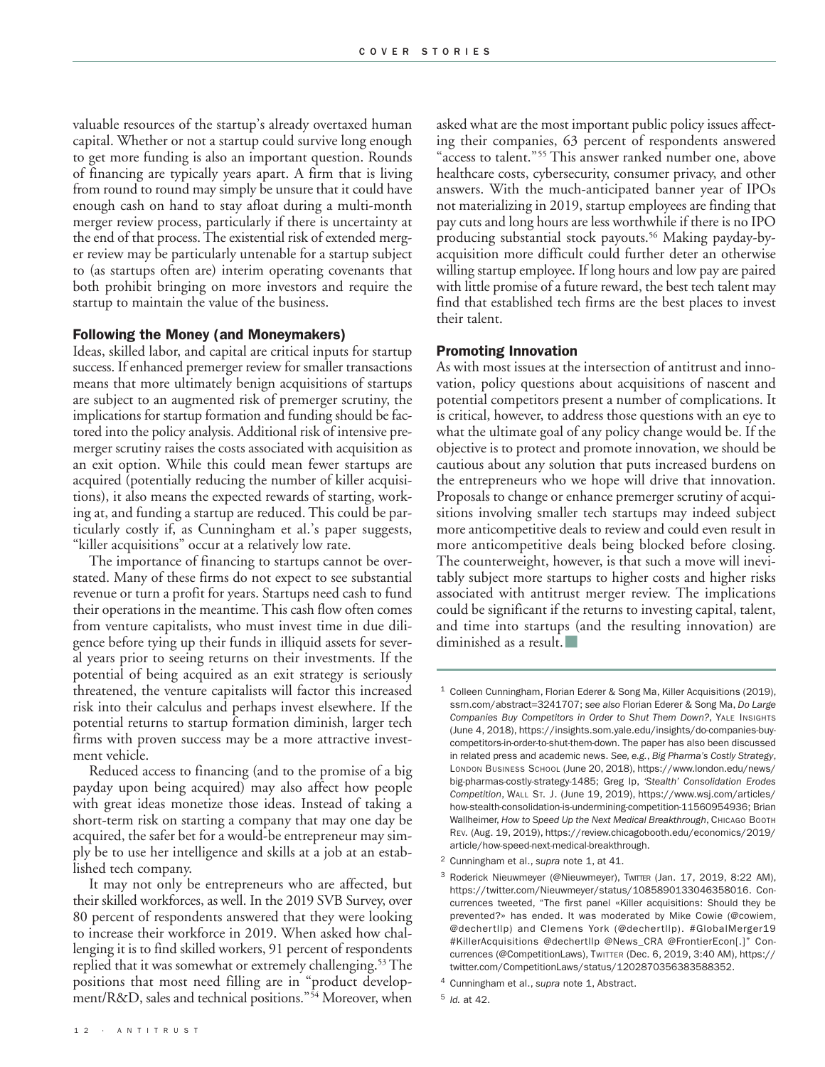valuable resources of the startup's already overtaxed human capital. Whether or not a startup could survive long enough to get more funding is also an important question. Rounds of financing are typically years apart. A firm that is living from round to round may simply be unsure that it could have enough cash on hand to stay afloat during a multi-month merger review process, particularly if there is uncertainty at the end of that process. The existential risk of extended merger review may be particularly untenable for a startup subject to (as startups often are) interim operating covenants that both prohibit bringing on more investors and require the startup to maintain the value of the business.

## Following the Money (and Moneymakers)

Ideas, skilled labor, and capital are critical inputs for startup success. If enhanced premerger review for smaller transactions means that more ultimately benign acquisitions of startups are subject to an augmented risk of premerger scrutiny, the implications for startup formation and funding should be factored into the policy analysis. Additional risk of intensive premerger scrutiny raises the costs associated with acquisition as an exit option. While this could mean fewer startups are acquired (potentially reducing the number of killer acquisitions), it also means the expected rewards of starting, working at, and funding a startup are reduced. This could be particularly costly if, as Cunningham et al.'s paper suggests, "killer acquisitions" occur at a relatively low rate.

The importance of financing to startups cannot be overstated. Many of these firms do not expect to see substantial revenue or turn a profit for years. Startups need cash to fund their operations in the meantime. This cash flow often comes from venture capitalists, who must invest time in due diligence before tying up their funds in illiquid assets for several years prior to seeing returns on their investments. If the potential of being acquired as an exit strategy is seriously threatened, the venture capitalists will factor this increased risk into their calculus and perhaps invest elsewhere. If the potential returns to startup formation diminish, larger tech firms with proven success may be a more attractive investment vehicle.

Reduced access to financing (and to the promise of a big payday upon being acquired) may also affect how people with great ideas monetize those ideas. Instead of taking a short-term risk on starting a company that may one day be acquired, the safer bet for a would-be entrepreneur may simply be to use her intelligence and skills at a job at an established tech company.

It may not only be entrepreneurs who are affected, but their skilled workforces, as well. In the 2019 SVB Survey, over 80 percent of respondents answered that they were looking to increase their workforce in 2019. When asked how challenging it is to find skilled workers, 91 percent of respondents replied that it was somewhat or extremely challenging.[53] The positions that most need filling are in "product development/R&D, sales and technical positions."[54] Moreover, when asked what are the most important public policy issues affecting their companies, 63 percent of respondents answered "access to talent."[55] This answer ranked number one, above healthcare costs, cybersecurity, consumer privacy, and other answers. With the much-anticipated banner year of IPOs not materializing in 2019, startup employees are finding that pay cuts and long hours are less worthwhile if there is no IPO producing substantial stock payouts.[56] Making payday-by-acquisition more difficult could further deter an otherwise willing startup employee. If long hours and low pay are paired with little promise of a future reward, the best tech talent may find that established tech firms are the best places to invest their talent.

## Promoting Innovation

As with most issues at the intersection of antitrust and innovation, policy questions about acquisitions of nascent and potential competitors present a number of complications. It is critical, however, to address those questions with an eye to what the ultimate goal of any policy change would be. If the objective is to protect and promote innovation, we should be cautious about any solution that puts increased burdens on the entrepreneurs who we hope will drive that innovation. Proposals to change or enhance premerger scrutiny of acquisitions involving smaller tech startups may indeed subject more anticompetitive deals to review and could even result in more anticompetitive deals being blocked before closing. The counterweight, however, is that such a move will inevitably subject more startups to higher costs and higher risks associated with antitrust merger review. The implications could be significant if the returns to investing capital, talent, and time into startups (and the resulting innovation) are diminished as a result. ■

---

1 Colleen Cunningham, Florian Ederer & Song Ma, Killer Acquisitions (2019), ssrn.com/abstract=3241707; *see also* Florian Ederer & Song Ma, *Do Large Companies Buy Competitors in Order to Shut Them Down?*, Yale Insights (June 4, 2018), https://insights.som.yale.edu/insights/do-companies-buy-competitors-in-order-to-shut-them-down. The paper has also been discussed in related press and academic news. *See, e.g.*, *Big Pharma's Costly Strategy*, London Business School (June 20, 2018), https://www.london.edu/news/big-pharmas-costly-strategy-1485; Greg Ip, *'Stealth' Consolidation Erodes Competition*, Wall St. J. (June 19, 2019), https://www.wsj.com/articles/how-stealth-consolidation-is-undermining-competition-11560954936; Brian Wallheimer, *How to Speed Up the Next Medical Breakthrough*, Chicago Booth Rev. (Aug. 19, 2019), https://review.chicagobooth.edu/economics/2019/article/how-speed-next-medical-breakthrough.

2 Cunningham et al., *supra* note 1, at 41.

3 Roderick Nieuwmeyer (@Nieuwmeyer), Twitter (Jan. 17, 2019, 8:22 AM), https://twitter.com/Nieuwmeyer/status/1085890133046358016. Concurrences tweeted, "The first panel «Killer acquisitions: Should they be prevented?» has ended. It was moderated by Mike Cowie (@cowiem, @dechertllp) and Clemens York (@dechertllp). #GlobalMerger19 #KillerAcquisitions @dechertllp @News_CRA @FrontierEcon[.]" Concurrences (@CompetitionLaws), Twitter (Dec. 6, 2019, 3:40 AM), https://twitter.com/CompetitionLaws/status/1202870356383588352.

4 Cunningham et al., *supra* note 1, Abstract.

5 *Id.* at 42.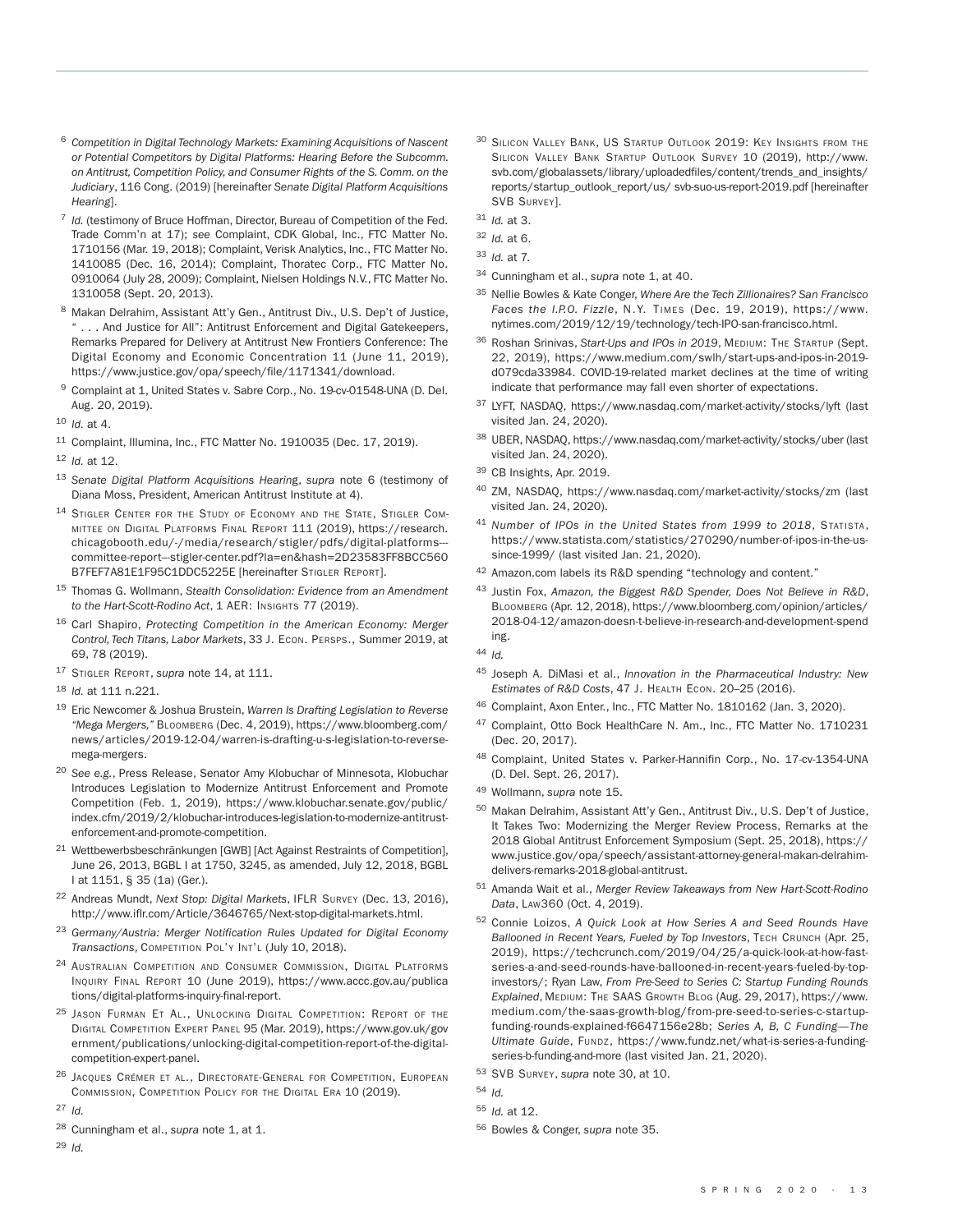[6] *Competition in Digital Technology Markets: Examining Acquisitions of Nascent or Potential Competitors by Digital Platforms: Hearing Before the Subcomm. on Antitrust, Competition Policy, and Consumer Rights of the S. Comm. on the Judiciary*, 116 Cong. (2019) [hereinafter *Senate Digital Platform Acquisitions Hearing*].

[7] *Id.* (testimony of Bruce Hoffman, Director, Bureau of Competition of the Fed. Trade Comm'n at 17); *see* Complaint, CDK Global, Inc., FTC Matter No. 1710156 (Mar. 19, 2018); Complaint, Verisk Analytics, Inc., FTC Matter No. 1410085 (Dec. 16, 2014); Complaint, Thoratec Corp., FTC Matter No. 0910064 (July 28, 2009); Complaint, Nielsen Holdings N.V., FTC Matter No. 1310058 (Sept. 20, 2013).

[8] Makan Delrahim, Assistant Att'y Gen., Antitrust Div., U.S. Dep't of Justice, " . . . And Justice for All": Antitrust Enforcement and Digital Gatekeepers, Remarks Prepared for Delivery at Antitrust New Frontiers Conference: The Digital Economy and Economic Concentration 11 (June 11, 2019), https://www.justice.gov/opa/speech/file/1171341/download.

[9] Complaint at 1, United States v. Sabre Corp., No. 19-cv-01548-UNA (D. Del. Aug. 20, 2019).

[10] *Id.* at 4.

[11] Complaint, Illumina, Inc., FTC Matter No. 1910035 (Dec. 17, 2019).

[12] *Id.* at 12.

[13] *Senate Digital Platform Acquisitions Hearing*, *supra* note 6 (testimony of Diana Moss, President, American Antitrust Institute at 4).

[14] Stigler Center for the Study of Economy and the State, Stigler Committee on Digital Platforms Final Report 111 (2019), https://research.chicagobooth.edu/-/media/research/stigler/pdfs/digital-platforms---committee-report---stigler-center.pdf?la=en&hash=2D23583FF8BCC560B7FEF7A81E1F95C1DDC5225E [hereinafter Stigler Report].

[15] Thomas G. Wollmann, *Stealth Consolidation: Evidence from an Amendment to the Hart-Scott-Rodino Act*, 1 AER: Insights 77 (2019).

[16] Carl Shapiro, *Protecting Competition in the American Economy: Merger Control, Tech Titans, Labor Markets*, 33 J. Econ. Persps., Summer 2019, at 69, 78 (2019).

[17] Stigler Report, *supra* note 14, at 111.

[18] *Id.* at 111 n.221.

[19] Eric Newcomer & Joshua Brustein, *Warren Is Drafting Legislation to Reverse "Mega Mergers,"* Bloomberg (Dec. 4, 2019), https://www.bloomberg.com/news/articles/2019-12-04/warren-is-drafting-u-s-legislation-to-reverse-mega-mergers.

[20] *See e.g.*, Press Release, Senator Amy Klobuchar of Minnesota, Klobuchar Introduces Legislation to Modernize Antitrust Enforcement and Promote Competition (Feb. 1, 2019), https://www.klobuchar.senate.gov/public/index.cfm/2019/2/klobuchar-introduces-legislation-to-modernize-antitrust-enforcement-and-promote-competition.

[21] Wettbewerbsbeschränkungen [GWB] [Act Against Restraints of Competition], June 26, 2013, BGBL I at 1750, 3245, as amended, July 12, 2018, BGBL I at 1151, § 35 (1a) (Ger.).

[22] Andreas Mundt, *Next Stop: Digital Markets*, IFLR Survey (Dec. 13, 2016), http://www.iflr.com/Article/3646765/Next-stop-digital-markets.html.

[23] *Germany/Austria: Merger Notification Rules Updated for Digital Economy Transactions*, Competition Pol'y Int'l (July 10, 2018).

[24] Australian Competition and Consumer Commission, Digital Platforms Inquiry Final Report 10 (June 2019), https://www.accc.gov.au/publications/digital-platforms-inquiry-final-report.

[25] Jason Furman Et Al., Unlocking Digital Competition: Report of the Digital Competition Expert Panel 95 (Mar. 2019), https://www.gov.uk/government/publications/unlocking-digital-competition-report-of-the-digital-competition-expert-panel.

[26] Jacques Crémer et al., Directorate-General for Competition, European Commission, Competition Policy for the Digital Era 10 (2019).

[27] *Id.*

[28] Cunningham et al., *supra* note 1, at 1.

[29] *Id.*

[30] Silicon Valley Bank, US Startup Outlook 2019: Key Insights from the Silicon Valley Bank Startup Outlook Survey 10 (2019), http://www.svb.com/globalassets/library/uploadedfiles/content/trends_and_insights/reports/startup_outlook_report/us/ svb-suo-us-report-2019.pdf [hereinafter SVB Survey].

[31] *Id.* at 3.

[32] *Id.* at 6.

[33] *Id.* at 7.

[34] Cunningham et al., *supra* note 1, at 40.

[35] Nellie Bowles & Kate Conger, *Where Are the Tech Zillionaires? San Francisco Faces the I.P.O. Fizzle*, N.Y. Times (Dec. 19, 2019), https://www.nytimes.com/2019/12/19/technology/tech-IPO-san-francisco.html.

[36] Roshan Srinivas, *Start-Ups and IPOs in 2019*, Medium: The Startup (Sept. 22, 2019), https://www.medium.com/swlh/start-ups-and-ipos-in-2019-d079cda33984. COVID-19-related market declines at the time of writing indicate that performance may fall even shorter of expectations.

[37] LYFT, NASDAQ, https://www.nasdaq.com/market-activity/stocks/lyft (last visited Jan. 24, 2020).

[38] UBER, NASDAQ, https://www.nasdaq.com/market-activity/stocks/uber (last visited Jan. 24, 2020).

[39] CB Insights, Apr. 2019.

[40] ZM, NASDAQ, https://www.nasdaq.com/market-activity/stocks/zm (last visited Jan. 24, 2020).

[41] *Number of IPOs in the United States from 1999 to 2018*, Statista, https://www.statista.com/statistics/270290/number-of-ipos-in-the-us-since-1999/ (last visited Jan. 21, 2020).

[42] Amazon.com labels its R&D spending "technology and content."

[43] Justin Fox, *Amazon, the Biggest R&D Spender, Does Not Believe in R&D*, Bloomberg (Apr. 12, 2018), https://www.bloomberg.com/opinion/articles/2018-04-12/amazon-doesn-t-believe-in-research-and-development-spending.

[44] *Id.*

[45] Joseph A. DiMasi et al., *Innovation in the Pharmaceutical Industry: New Estimates of R&D Costs*, 47 J. Health Econ. 20–25 (2016).

[46] Complaint, Axon Enter., Inc., FTC Matter No. 1810162 (Jan. 3, 2020).

[47] Complaint, Otto Bock HealthCare N. Am., Inc., FTC Matter No. 1710231 (Dec. 20, 2017).

[48] Complaint, United States v. Parker-Hannifin Corp., No. 17-cv-1354-UNA (D. Del. Sept. 26, 2017).

[49] Wollmann, *supra* note 15.

[50] Makan Delrahim, Assistant Att'y Gen., Antitrust Div., U.S. Dep't of Justice, It Takes Two: Modernizing the Merger Review Process, Remarks at the 2018 Global Antitrust Enforcement Symposium (Sept. 25, 2018), https://www.justice.gov/opa/speech/assistant-attorney-general-makan-delrahim-delivers-remarks-2018-global-antitrust.

[51] Amanda Wait et al., *Merger Review Takeaways from New Hart-Scott-Rodino Data*, Law360 (Oct. 4, 2019).

[52] Connie Loizos, *A Quick Look at How Series A and Seed Rounds Have Ballooned in Recent Years, Fueled by Top Investors*, Tech Crunch (Apr. 25, 2019), https://techcrunch.com/2019/04/25/a-quick-look-at-how-fast-series-a-and-seed-rounds-have-ballooned-in-recent-years-fueled-by-top-investors/; Ryan Law, *From Pre-Seed to Series C: Startup Funding Rounds Explained*, Medium: The SAAS Growth Blog (Aug. 29, 2017), https://www.medium.com/the-saas-growth-blog/from-pre-seed-to-series-c-startup-funding-rounds-explained-f6647156e28b; *Series A, B, C Funding—The Ultimate Guide*, Fundz, https://www.fundz.net/what-is-series-a-funding-series-b-funding-and-more (last visited Jan. 21, 2020).

[53] SVB Survey, *supra* note 30, at 10.

[54] *Id.*

[55] *Id.* at 12.

[56] Bowles & Conger, *supra* note 35.